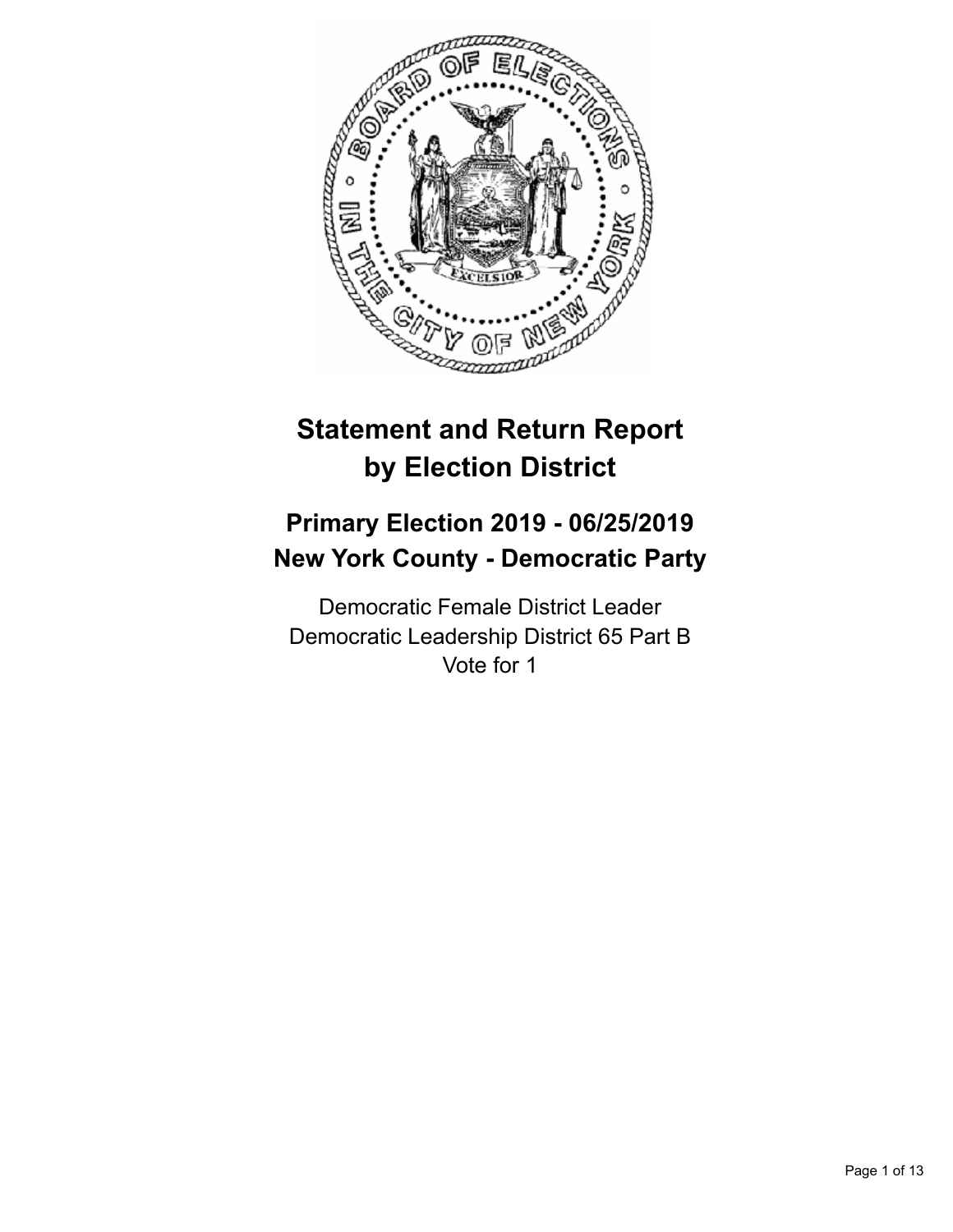# Statement and Return Report by Election District

## Primary Election 2019 - 06/25/2019
## New York County - Democratic Party

Democratic Female District Leader
Democratic Leadership District 65 Part B
Vote for 1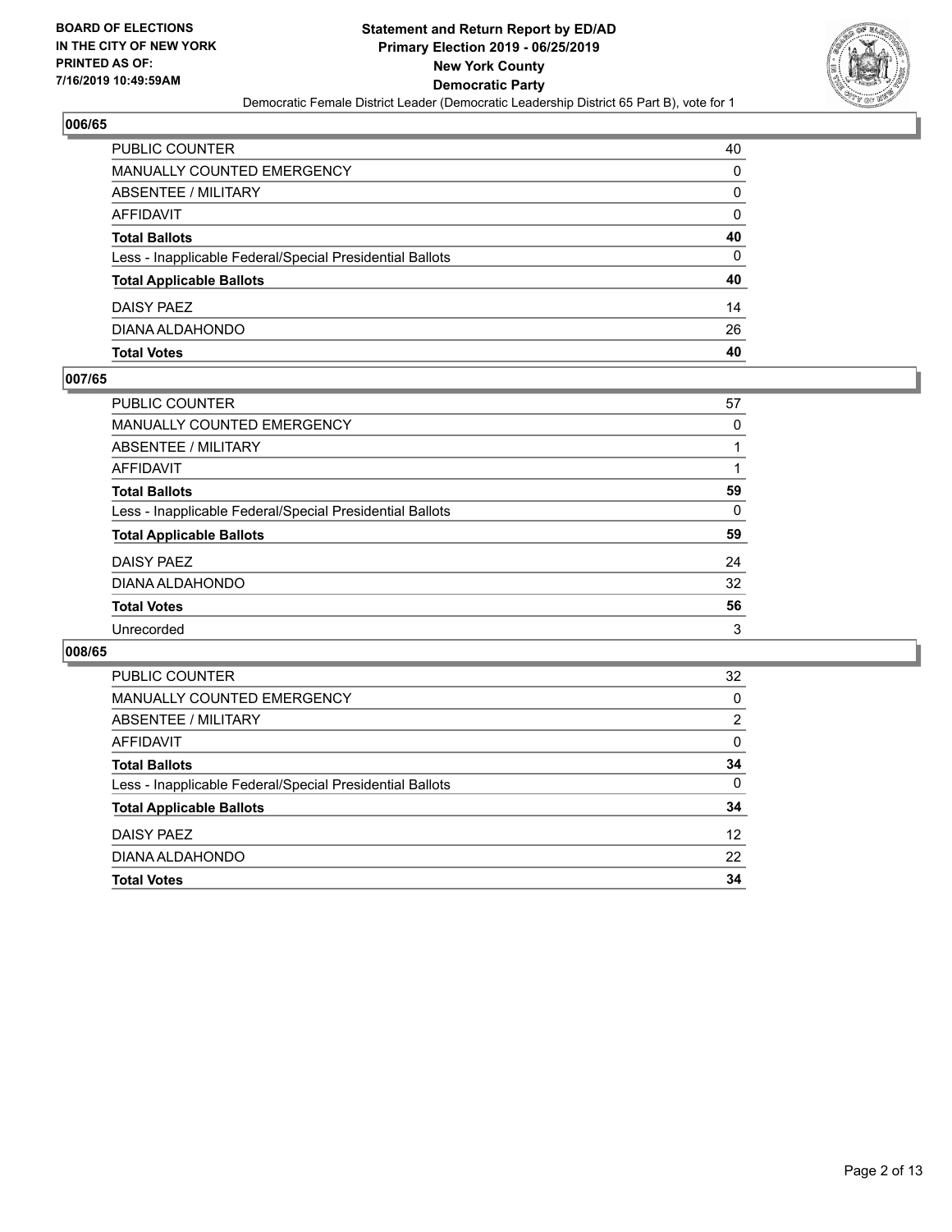**BOARD OF ELECTIONS IN THE CITY OF NEW YORK PRINTED AS OF: 7/16/2019 10:49:59AM**

**Statement and Return Report by ED/AD**
**Primary Election 2019 - 06/25/2019**
**New York County**
**Democratic Party**
Democratic Female District Leader (Democratic Leadership District 65 Part B), vote for 1

### 006/65

| | |
|---|---|
| PUBLIC COUNTER | 40 |
| MANUALLY COUNTED EMERGENCY | 0 |
| ABSENTEE / MILITARY | 0 |
| AFFIDAVIT | 0 |
| **Total Ballots** | **40** |
| Less - Inapplicable Federal/Special Presidential Ballots | 0 |
| **Total Applicable Ballots** | **40** |
| DAISY PAEZ | 14 |
| DIANA ALDAHONDO | 26 |
| **Total Votes** | **40** |

### 007/65

| | |
|---|---|
| PUBLIC COUNTER | 57 |
| MANUALLY COUNTED EMERGENCY | 0 |
| ABSENTEE / MILITARY | 1 |
| AFFIDAVIT | 1 |
| **Total Ballots** | **59** |
| Less - Inapplicable Federal/Special Presidential Ballots | 0 |
| **Total Applicable Ballots** | **59** |
| DAISY PAEZ | 24 |
| DIANA ALDAHONDO | 32 |
| **Total Votes** | **56** |
| Unrecorded | 3 |

### 008/65

| | |
|---|---|
| PUBLIC COUNTER | 32 |
| MANUALLY COUNTED EMERGENCY | 0 |
| ABSENTEE / MILITARY | 2 |
| AFFIDAVIT | 0 |
| **Total Ballots** | **34** |
| Less - Inapplicable Federal/Special Presidential Ballots | 0 |
| **Total Applicable Ballots** | **34** |
| DAISY PAEZ | 12 |
| DIANA ALDAHONDO | 22 |
| **Total Votes** | **34** |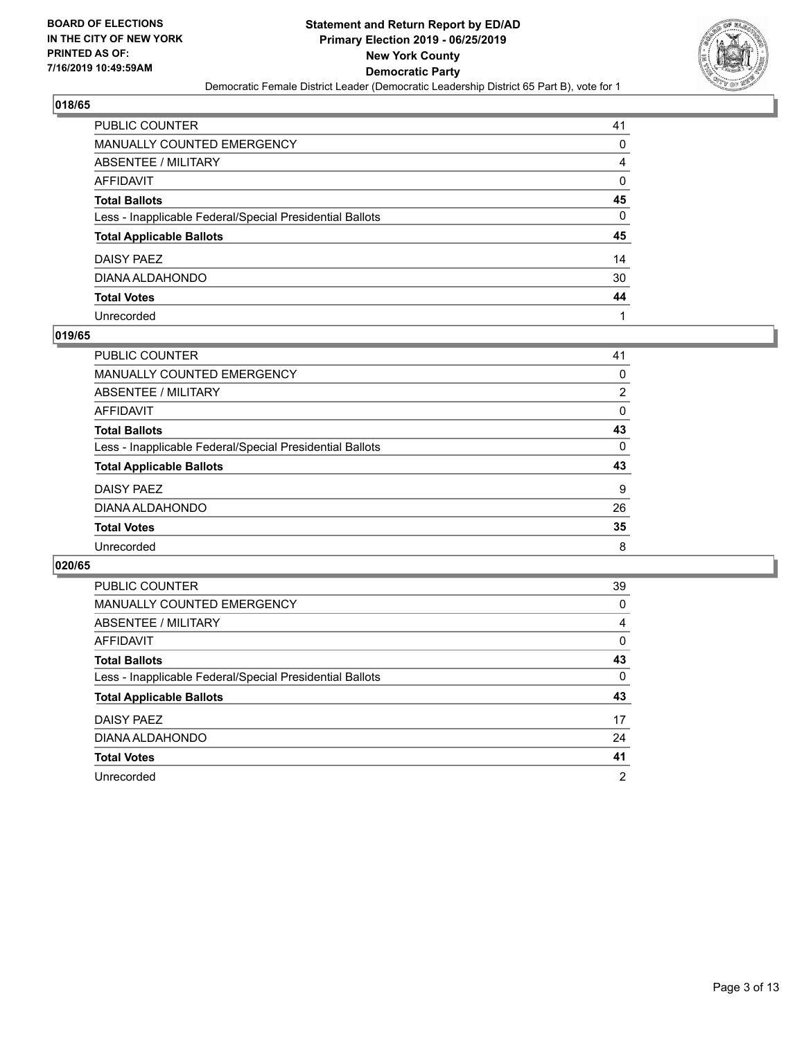**BOARD OF ELECTIONS IN THE CITY OF NEW YORK PRINTED AS OF: 7/16/2019 10:49:59AM**

**Statement and Return Report by ED/AD**
**Primary Election 2019 - 06/25/2019**
**New York County**
**Democratic Party**
Democratic Female District Leader (Democratic Leadership District 65 Part B), vote for 1

### 018/65

| | |
|---|---|
| PUBLIC COUNTER | 41 |
| MANUALLY COUNTED EMERGENCY | 0 |
| ABSENTEE / MILITARY | 4 |
| AFFIDAVIT | 0 |
| **Total Ballots** | **45** |
| Less - Inapplicable Federal/Special Presidential Ballots | 0 |
| **Total Applicable Ballots** | **45** |
| DAISY PAEZ | 14 |
| DIANA ALDAHONDO | 30 |
| **Total Votes** | **44** |
| Unrecorded | 1 |

### 019/65

| | |
|---|---|
| PUBLIC COUNTER | 41 |
| MANUALLY COUNTED EMERGENCY | 0 |
| ABSENTEE / MILITARY | 2 |
| AFFIDAVIT | 0 |
| **Total Ballots** | **43** |
| Less - Inapplicable Federal/Special Presidential Ballots | 0 |
| **Total Applicable Ballots** | **43** |
| DAISY PAEZ | 9 |
| DIANA ALDAHONDO | 26 |
| **Total Votes** | **35** |
| Unrecorded | 8 |

### 020/65

| | |
|---|---|
| PUBLIC COUNTER | 39 |
| MANUALLY COUNTED EMERGENCY | 0 |
| ABSENTEE / MILITARY | 4 |
| AFFIDAVIT | 0 |
| **Total Ballots** | **43** |
| Less - Inapplicable Federal/Special Presidential Ballots | 0 |
| **Total Applicable Ballots** | **43** |
| DAISY PAEZ | 17 |
| DIANA ALDAHONDO | 24 |
| **Total Votes** | **41** |
| Unrecorded | 2 |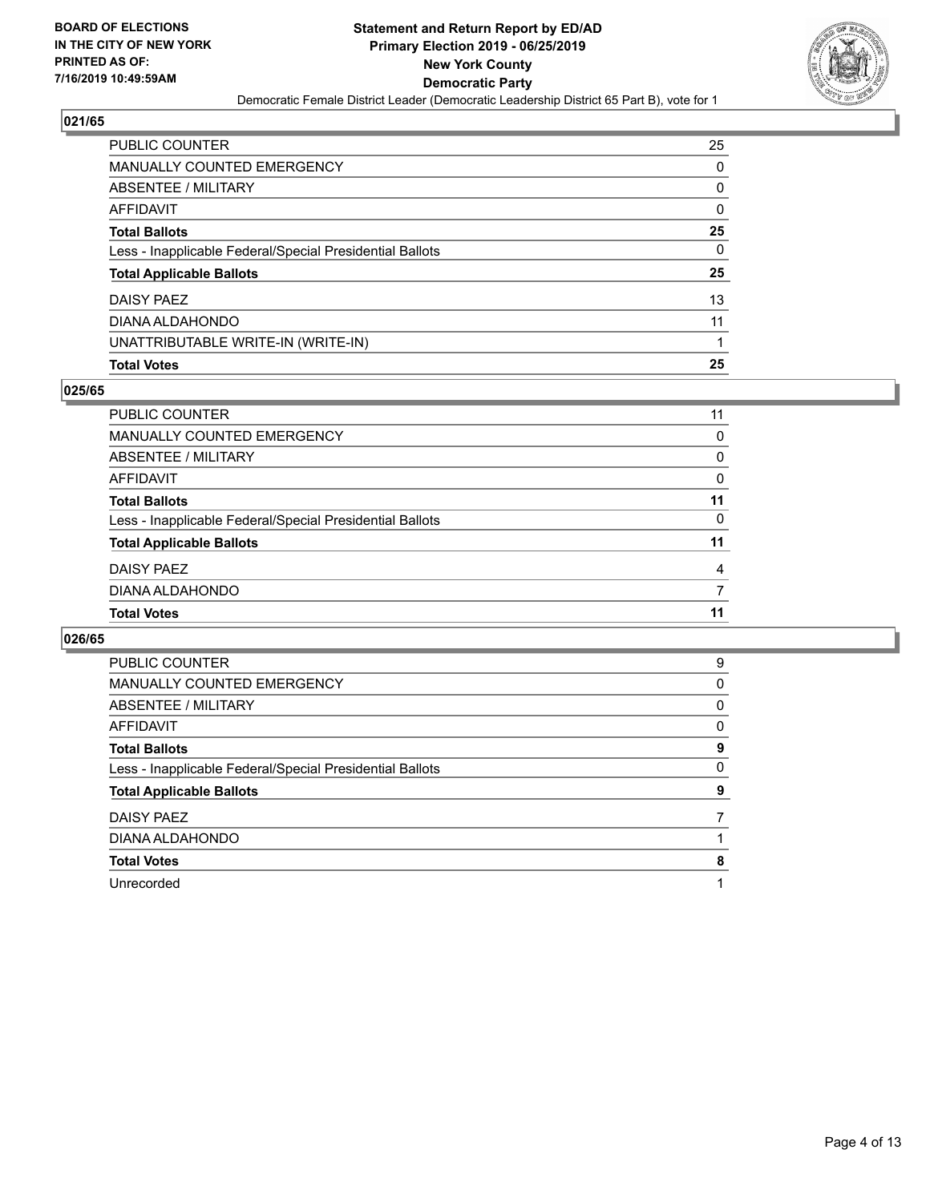## 021/65

| | |
|---|---|
| PUBLIC COUNTER | 25 |
| MANUALLY COUNTED EMERGENCY | 0 |
| ABSENTEE / MILITARY | 0 |
| AFFIDAVIT | 0 |
| **Total Ballots** | **25** |
| Less - Inapplicable Federal/Special Presidential Ballots | 0 |
| **Total Applicable Ballots** | **25** |
| DAISY PAEZ | 13 |
| DIANA ALDAHONDO | 11 |
| UNATTRIBUTABLE WRITE-IN (WRITE-IN) | 1 |
| **Total Votes** | **25** |

## 025/65

| | |
|---|---|
| PUBLIC COUNTER | 11 |
| MANUALLY COUNTED EMERGENCY | 0 |
| ABSENTEE / MILITARY | 0 |
| AFFIDAVIT | 0 |
| **Total Ballots** | **11** |
| Less - Inapplicable Federal/Special Presidential Ballots | 0 |
| **Total Applicable Ballots** | **11** |
| DAISY PAEZ | 4 |
| DIANA ALDAHONDO | 7 |
| **Total Votes** | **11** |

## 026/65

| | |
|---|---|
| PUBLIC COUNTER | 9 |
| MANUALLY COUNTED EMERGENCY | 0 |
| ABSENTEE / MILITARY | 0 |
| AFFIDAVIT | 0 |
| **Total Ballots** | **9** |
| Less - Inapplicable Federal/Special Presidential Ballots | 0 |
| **Total Applicable Ballots** | **9** |
| DAISY PAEZ | 7 |
| DIANA ALDAHONDO | 1 |
| **Total Votes** | **8** |
| Unrecorded | 1 |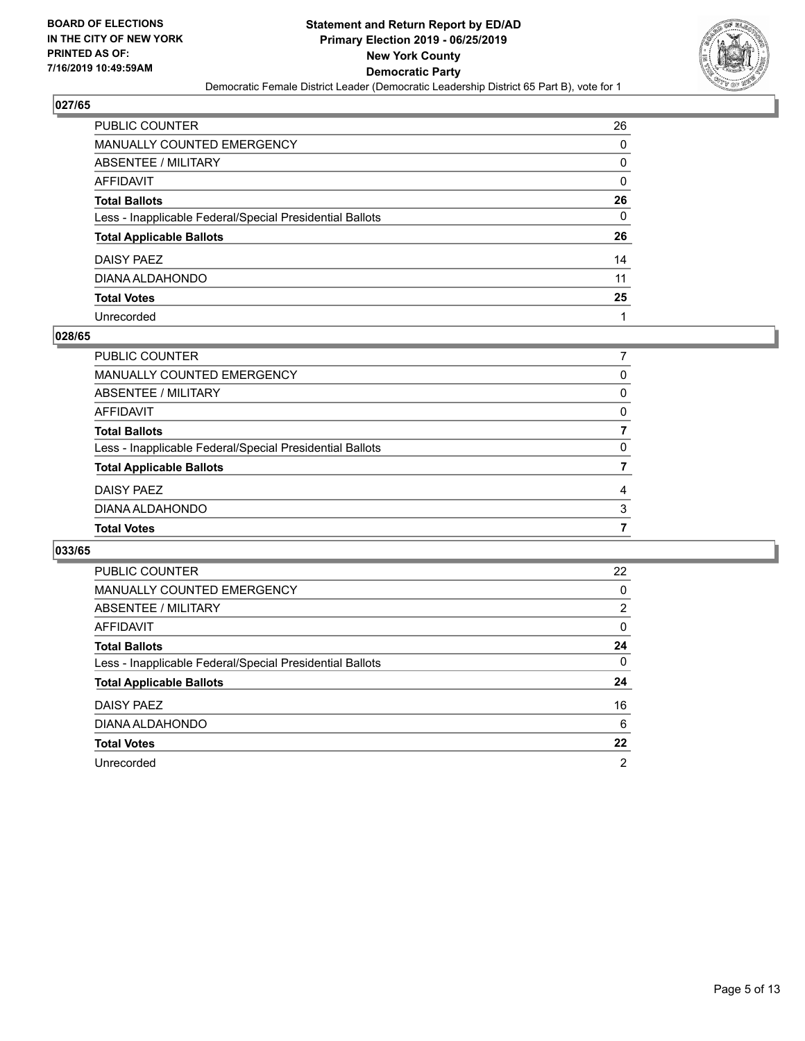BOARD OF ELECTIONS
IN THE CITY OF NEW YORK
PRINTED AS OF:
7/16/2019 10:49:59AM

**Statement and Return Report by ED/AD**
**Primary Election 2019 - 06/25/2019**
**New York County**
**Democratic Party**
Democratic Female District Leader (Democratic Leadership District 65 Part B), vote for 1

## 027/65

| | |
|---|---|
| PUBLIC COUNTER | 26 |
| MANUALLY COUNTED EMERGENCY | 0 |
| ABSENTEE / MILITARY | 0 |
| AFFIDAVIT | 0 |
| **Total Ballots** | **26** |
| Less - Inapplicable Federal/Special Presidential Ballots | 0 |
| **Total Applicable Ballots** | **26** |
| DAISY PAEZ | 14 |
| DIANA ALDAHONDO | 11 |
| **Total Votes** | **25** |
| Unrecorded | 1 |

## 028/65

| | |
|---|---|
| PUBLIC COUNTER | 7 |
| MANUALLY COUNTED EMERGENCY | 0 |
| ABSENTEE / MILITARY | 0 |
| AFFIDAVIT | 0 |
| **Total Ballots** | **7** |
| Less - Inapplicable Federal/Special Presidential Ballots | 0 |
| **Total Applicable Ballots** | **7** |
| DAISY PAEZ | 4 |
| DIANA ALDAHONDO | 3 |
| **Total Votes** | **7** |

## 033/65

| | |
|---|---|
| PUBLIC COUNTER | 22 |
| MANUALLY COUNTED EMERGENCY | 0 |
| ABSENTEE / MILITARY | 2 |
| AFFIDAVIT | 0 |
| **Total Ballots** | **24** |
| Less - Inapplicable Federal/Special Presidential Ballots | 0 |
| **Total Applicable Ballots** | **24** |
| DAISY PAEZ | 16 |
| DIANA ALDAHONDO | 6 |
| **Total Votes** | **22** |
| Unrecorded | 2 |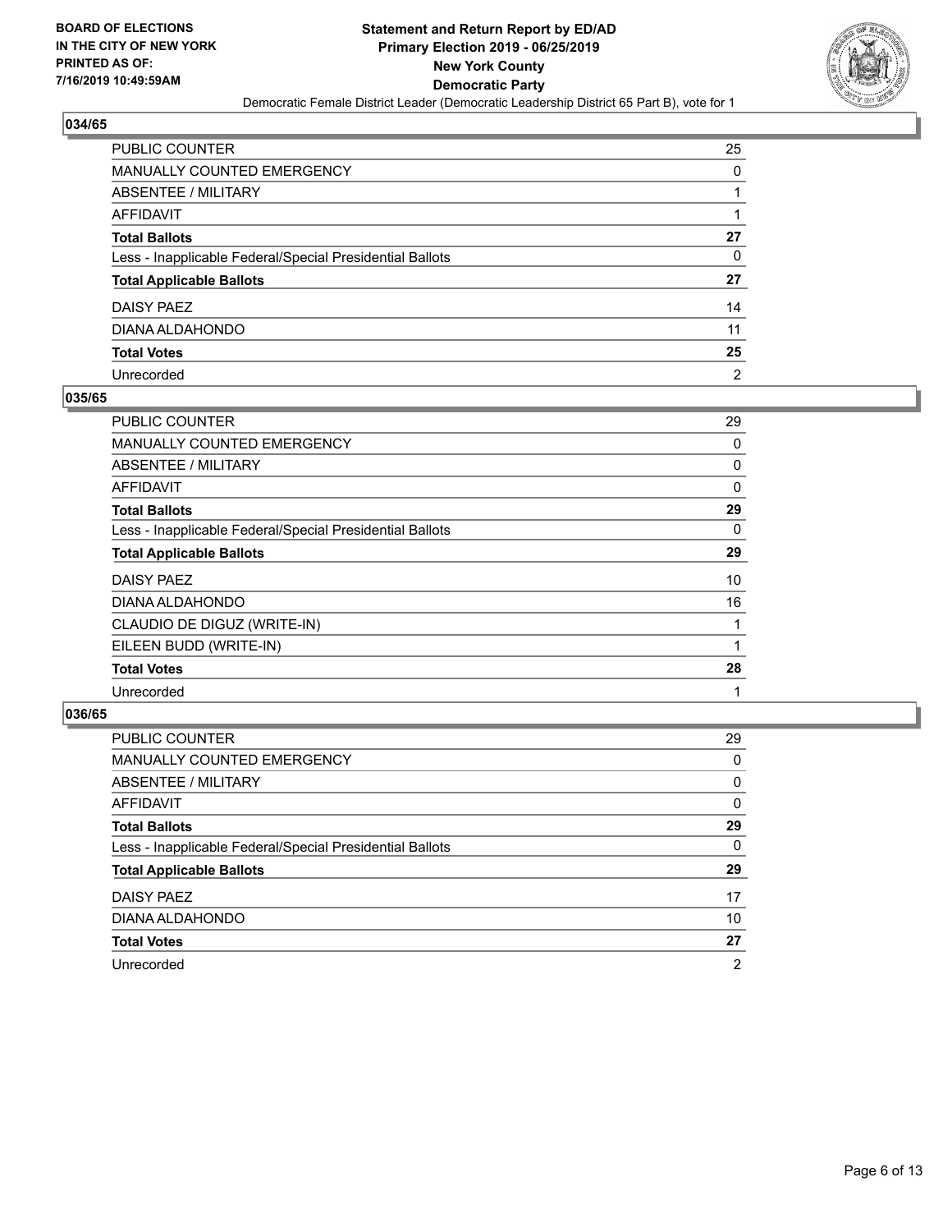**BOARD OF ELECTIONS IN THE CITY OF NEW YORK PRINTED AS OF: 7/16/2019 10:49:59AM**

**Statement and Return Report by ED/AD Primary Election 2019 - 06/25/2019 New York County Democratic Party**

Democratic Female District Leader (Democratic Leadership District 65 Part B), vote for 1

### 034/65

| | |
|---|---|
| PUBLIC COUNTER | 25 |
| MANUALLY COUNTED EMERGENCY | 0 |
| ABSENTEE / MILITARY | 1 |
| AFFIDAVIT | 1 |
| **Total Ballots** | **27** |
| Less - Inapplicable Federal/Special Presidential Ballots | 0 |
| **Total Applicable Ballots** | **27** |
| DAISY PAEZ | 14 |
| DIANA ALDAHONDO | 11 |
| **Total Votes** | **25** |
| Unrecorded | 2 |

### 035/65

| | |
|---|---|
| PUBLIC COUNTER | 29 |
| MANUALLY COUNTED EMERGENCY | 0 |
| ABSENTEE / MILITARY | 0 |
| AFFIDAVIT | 0 |
| **Total Ballots** | **29** |
| Less - Inapplicable Federal/Special Presidential Ballots | 0 |
| **Total Applicable Ballots** | **29** |
| DAISY PAEZ | 10 |
| DIANA ALDAHONDO | 16 |
| CLAUDIO DE DIGUZ (WRITE-IN) | 1 |
| EILEEN BUDD (WRITE-IN) | 1 |
| **Total Votes** | **28** |
| Unrecorded | 1 |

### 036/65

| | |
|---|---|
| PUBLIC COUNTER | 29 |
| MANUALLY COUNTED EMERGENCY | 0 |
| ABSENTEE / MILITARY | 0 |
| AFFIDAVIT | 0 |
| **Total Ballots** | **29** |
| Less - Inapplicable Federal/Special Presidential Ballots | 0 |
| **Total Applicable Ballots** | **29** |
| DAISY PAEZ | 17 |
| DIANA ALDAHONDO | 10 |
| **Total Votes** | **27** |
| Unrecorded | 2 |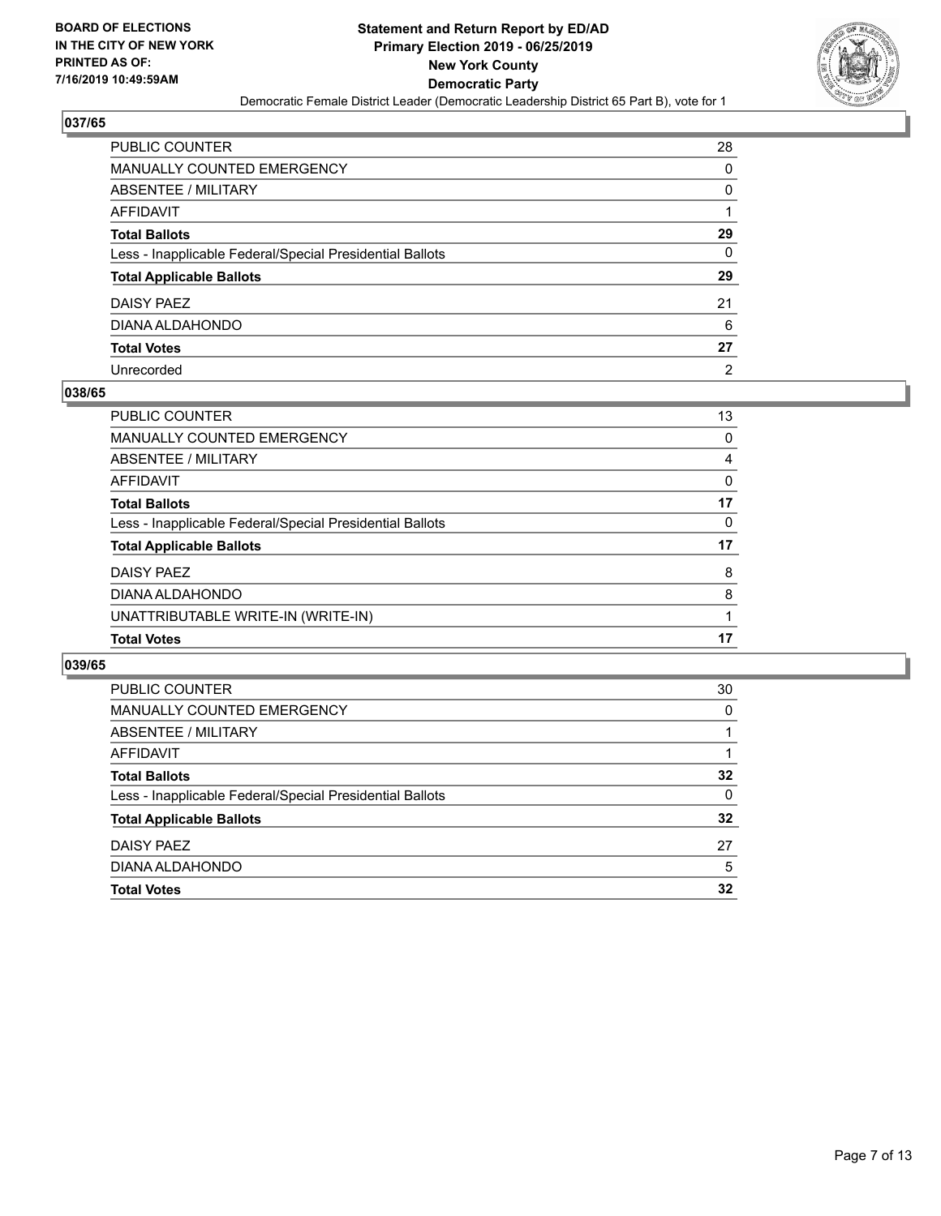**BOARD OF ELECTIONS IN THE CITY OF NEW YORK PRINTED AS OF: 7/16/2019 10:49:59AM**

**Statement and Return Report by ED/AD Primary Election 2019 - 06/25/2019 New York County Democratic Party**

Democratic Female District Leader (Democratic Leadership District 65 Part B), vote for 1

## 037/65

| | |
|---|---|
| PUBLIC COUNTER | 28 |
| MANUALLY COUNTED EMERGENCY | 0 |
| ABSENTEE / MILITARY | 0 |
| AFFIDAVIT | 1 |
| **Total Ballots** | **29** |
| Less - Inapplicable Federal/Special Presidential Ballots | 0 |
| **Total Applicable Ballots** | **29** |
| DAISY PAEZ | 21 |
| DIANA ALDAHONDO | 6 |
| **Total Votes** | **27** |
| Unrecorded | 2 |

## 038/65

| | |
|---|---|
| PUBLIC COUNTER | 13 |
| MANUALLY COUNTED EMERGENCY | 0 |
| ABSENTEE / MILITARY | 4 |
| AFFIDAVIT | 0 |
| **Total Ballots** | **17** |
| Less - Inapplicable Federal/Special Presidential Ballots | 0 |
| **Total Applicable Ballots** | **17** |
| DAISY PAEZ | 8 |
| DIANA ALDAHONDO | 8 |
| UNATTRIBUTABLE WRITE-IN (WRITE-IN) | 1 |
| **Total Votes** | **17** |

## 039/65

| | |
|---|---|
| PUBLIC COUNTER | 30 |
| MANUALLY COUNTED EMERGENCY | 0 |
| ABSENTEE / MILITARY | 1 |
| AFFIDAVIT | 1 |
| **Total Ballots** | **32** |
| Less - Inapplicable Federal/Special Presidential Ballots | 0 |
| **Total Applicable Ballots** | **32** |
| DAISY PAEZ | 27 |
| DIANA ALDAHONDO | 5 |
| **Total Votes** | **32** |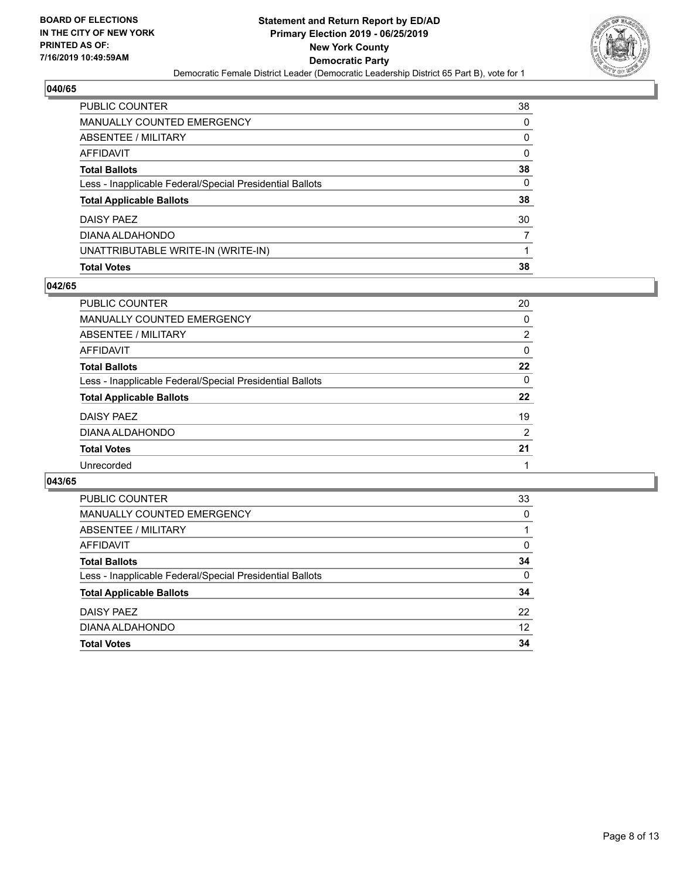**BOARD OF ELECTIONS IN THE CITY OF NEW YORK PRINTED AS OF: 7/16/2019 10:49:59AM**

**Statement and Return Report by ED/AD Primary Election 2019 - 06/25/2019 New York County Democratic Party**

Democratic Female District Leader (Democratic Leadership District 65 Part B), vote for 1

### 040/65

| | |
|---|---|
| PUBLIC COUNTER | 38 |
| MANUALLY COUNTED EMERGENCY | 0 |
| ABSENTEE / MILITARY | 0 |
| AFFIDAVIT | 0 |
| **Total Ballots** | **38** |
| Less - Inapplicable Federal/Special Presidential Ballots | 0 |
| **Total Applicable Ballots** | **38** |
| DAISY PAEZ | 30 |
| DIANA ALDAHONDO | 7 |
| UNATTRIBUTABLE WRITE-IN (WRITE-IN) | 1 |
| **Total Votes** | **38** |

### 042/65

| | |
|---|---|
| PUBLIC COUNTER | 20 |
| MANUALLY COUNTED EMERGENCY | 0 |
| ABSENTEE / MILITARY | 2 |
| AFFIDAVIT | 0 |
| **Total Ballots** | **22** |
| Less - Inapplicable Federal/Special Presidential Ballots | 0 |
| **Total Applicable Ballots** | **22** |
| DAISY PAEZ | 19 |
| DIANA ALDAHONDO | 2 |
| **Total Votes** | **21** |
| Unrecorded | 1 |

### 043/65

| | |
|---|---|
| PUBLIC COUNTER | 33 |
| MANUALLY COUNTED EMERGENCY | 0 |
| ABSENTEE / MILITARY | 1 |
| AFFIDAVIT | 0 |
| **Total Ballots** | **34** |
| Less - Inapplicable Federal/Special Presidential Ballots | 0 |
| **Total Applicable Ballots** | **34** |
| DAISY PAEZ | 22 |
| DIANA ALDAHONDO | 12 |
| **Total Votes** | **34** |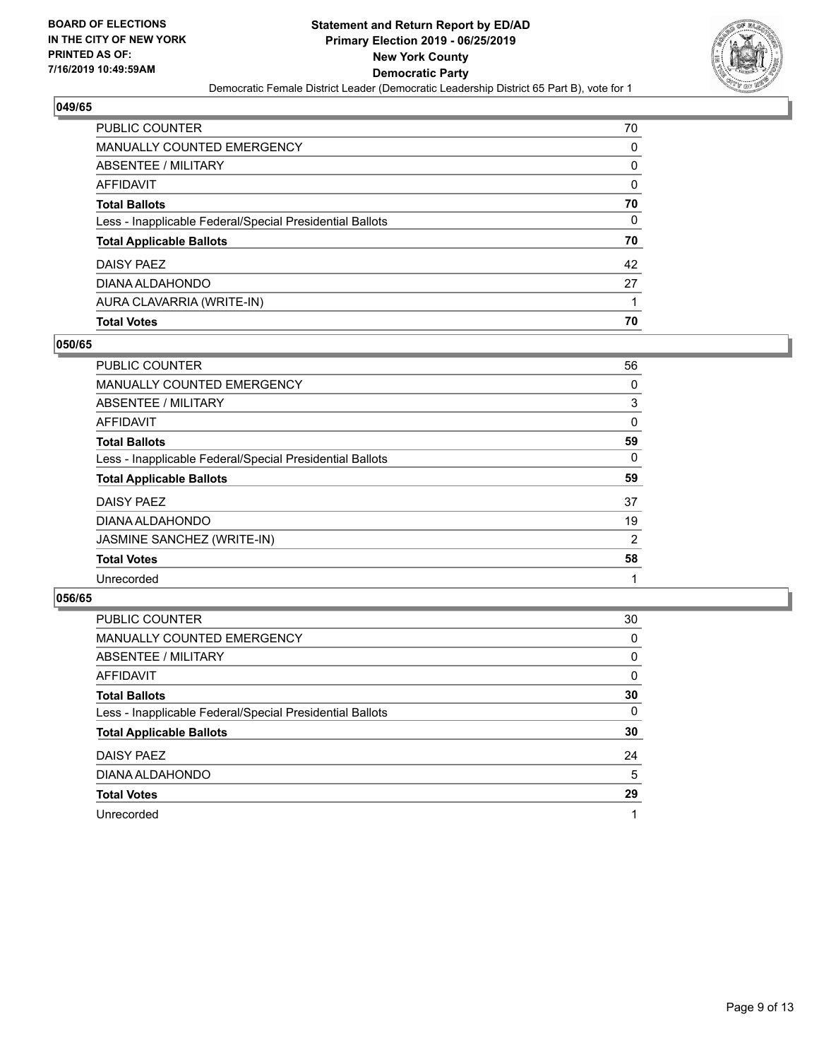## 049/65

| | |
|---|---|
| PUBLIC COUNTER | 70 |
| MANUALLY COUNTED EMERGENCY | 0 |
| ABSENTEE / MILITARY | 0 |
| AFFIDAVIT | 0 |
| **Total Ballots** | **70** |
| Less - Inapplicable Federal/Special Presidential Ballots | 0 |
| **Total Applicable Ballots** | **70** |
| DAISY PAEZ | 42 |
| DIANA ALDAHONDO | 27 |
| AURA CLAVARRIA (WRITE-IN) | 1 |
| **Total Votes** | **70** |

## 050/65

| | |
|---|---|
| PUBLIC COUNTER | 56 |
| MANUALLY COUNTED EMERGENCY | 0 |
| ABSENTEE / MILITARY | 3 |
| AFFIDAVIT | 0 |
| **Total Ballots** | **59** |
| Less - Inapplicable Federal/Special Presidential Ballots | 0 |
| **Total Applicable Ballots** | **59** |
| DAISY PAEZ | 37 |
| DIANA ALDAHONDO | 19 |
| JASMINE SANCHEZ (WRITE-IN) | 2 |
| **Total Votes** | **58** |
| Unrecorded | 1 |

## 056/65

| | |
|---|---|
| PUBLIC COUNTER | 30 |
| MANUALLY COUNTED EMERGENCY | 0 |
| ABSENTEE / MILITARY | 0 |
| AFFIDAVIT | 0 |
| **Total Ballots** | **30** |
| Less - Inapplicable Federal/Special Presidential Ballots | 0 |
| **Total Applicable Ballots** | **30** |
| DAISY PAEZ | 24 |
| DIANA ALDAHONDO | 5 |
| **Total Votes** | **29** |
| Unrecorded | 1 |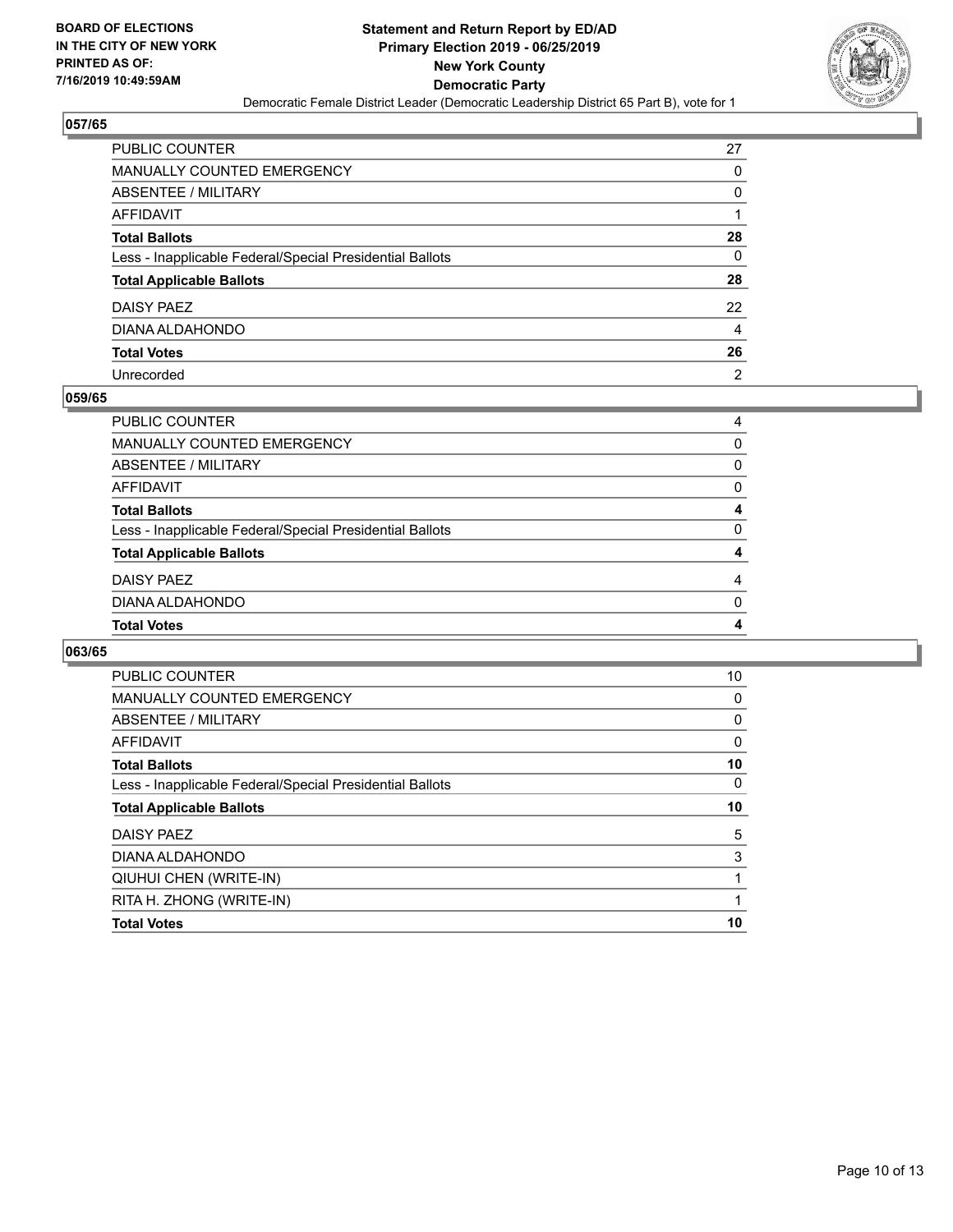BOARD OF ELECTIONS
IN THE CITY OF NEW YORK
PRINTED AS OF:
7/16/2019 10:49:59AM

**Statement and Return Report by ED/AD**
**Primary Election 2019 - 06/25/2019**
**New York County**
**Democratic Party**
Democratic Female District Leader (Democratic Leadership District 65 Part B), vote for 1

## 057/65

| | |
|---|---|
| PUBLIC COUNTER | 27 |
| MANUALLY COUNTED EMERGENCY | 0 |
| ABSENTEE / MILITARY | 0 |
| AFFIDAVIT | 1 |
| **Total Ballots** | **28** |
| Less - Inapplicable Federal/Special Presidential Ballots | 0 |
| **Total Applicable Ballots** | **28** |
| DAISY PAEZ | 22 |
| DIANA ALDAHONDO | 4 |
| **Total Votes** | **26** |
| Unrecorded | 2 |

## 059/65

| | |
|---|---|
| PUBLIC COUNTER | 4 |
| MANUALLY COUNTED EMERGENCY | 0 |
| ABSENTEE / MILITARY | 0 |
| AFFIDAVIT | 0 |
| **Total Ballots** | **4** |
| Less - Inapplicable Federal/Special Presidential Ballots | 0 |
| **Total Applicable Ballots** | **4** |
| DAISY PAEZ | 4 |
| DIANA ALDAHONDO | 0 |
| **Total Votes** | **4** |

## 063/65

| | |
|---|---|
| PUBLIC COUNTER | 10 |
| MANUALLY COUNTED EMERGENCY | 0 |
| ABSENTEE / MILITARY | 0 |
| AFFIDAVIT | 0 |
| **Total Ballots** | **10** |
| Less - Inapplicable Federal/Special Presidential Ballots | 0 |
| **Total Applicable Ballots** | **10** |
| DAISY PAEZ | 5 |
| DIANA ALDAHONDO | 3 |
| QIUHUI CHEN (WRITE-IN) | 1 |
| RITA H. ZHONG (WRITE-IN) | 1 |
| **Total Votes** | **10** |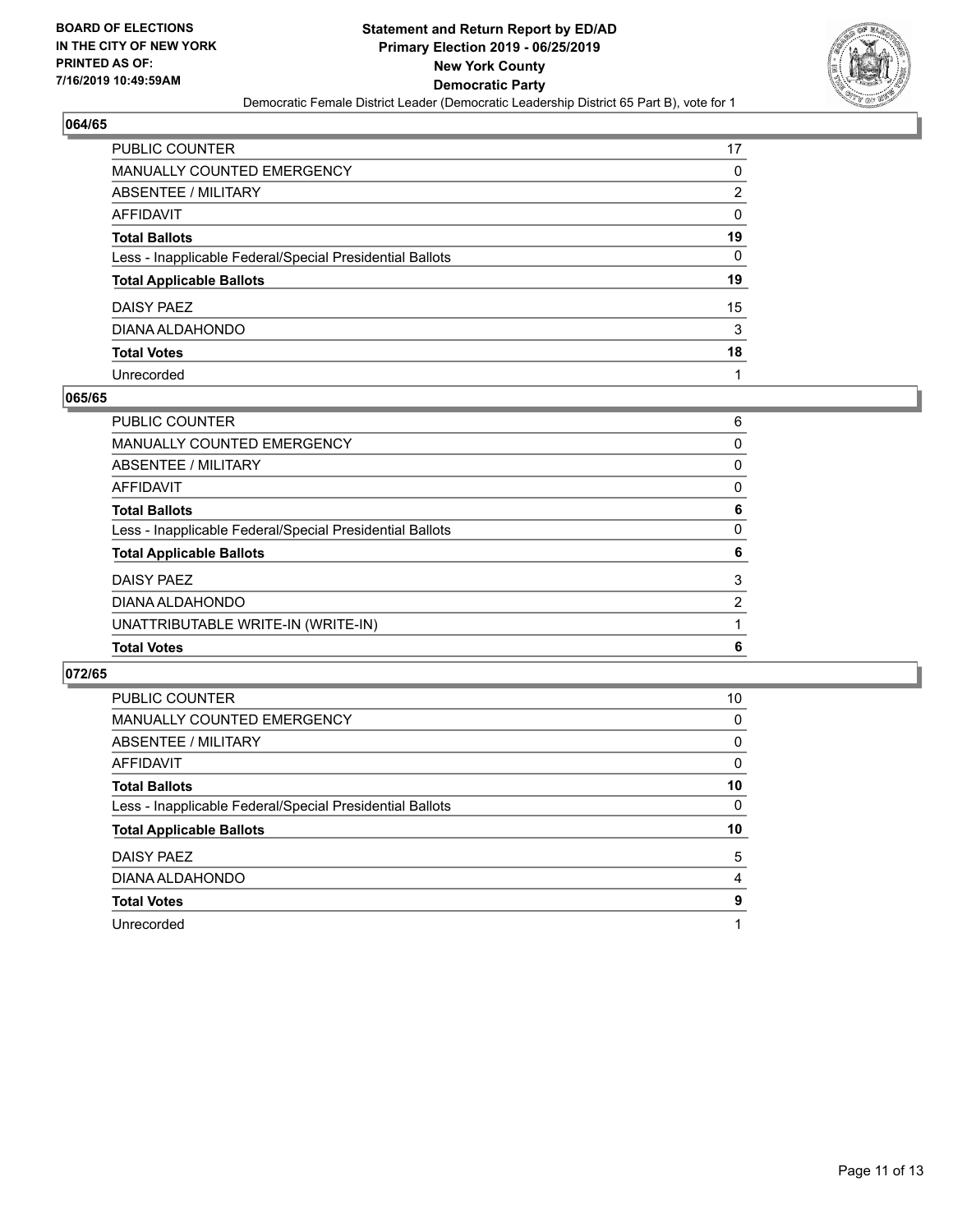**BOARD OF ELECTIONS IN THE CITY OF NEW YORK PRINTED AS OF: 7/16/2019 10:49:59AM**

**Statement and Return Report by ED/AD Primary Election 2019 - 06/25/2019 New York County Democratic Party**

Democratic Female District Leader (Democratic Leadership District 65 Part B), vote for 1

## 064/65

| | |
|---|---|
| PUBLIC COUNTER | 17 |
| MANUALLY COUNTED EMERGENCY | 0 |
| ABSENTEE / MILITARY | 2 |
| AFFIDAVIT | 0 |
| **Total Ballots** | **19** |
| Less - Inapplicable Federal/Special Presidential Ballots | 0 |
| **Total Applicable Ballots** | **19** |
| DAISY PAEZ | 15 |
| DIANA ALDAHONDO | 3 |
| **Total Votes** | **18** |
| Unrecorded | 1 |

## 065/65

| | |
|---|---|
| PUBLIC COUNTER | 6 |
| MANUALLY COUNTED EMERGENCY | 0 |
| ABSENTEE / MILITARY | 0 |
| AFFIDAVIT | 0 |
| **Total Ballots** | **6** |
| Less - Inapplicable Federal/Special Presidential Ballots | 0 |
| **Total Applicable Ballots** | **6** |
| DAISY PAEZ | 3 |
| DIANA ALDAHONDO | 2 |
| UNATTRIBUTABLE WRITE-IN (WRITE-IN) | 1 |
| **Total Votes** | **6** |

## 072/65

| | |
|---|---|
| PUBLIC COUNTER | 10 |
| MANUALLY COUNTED EMERGENCY | 0 |
| ABSENTEE / MILITARY | 0 |
| AFFIDAVIT | 0 |
| **Total Ballots** | **10** |
| Less - Inapplicable Federal/Special Presidential Ballots | 0 |
| **Total Applicable Ballots** | **10** |
| DAISY PAEZ | 5 |
| DIANA ALDAHONDO | 4 |
| **Total Votes** | **9** |
| Unrecorded | 1 |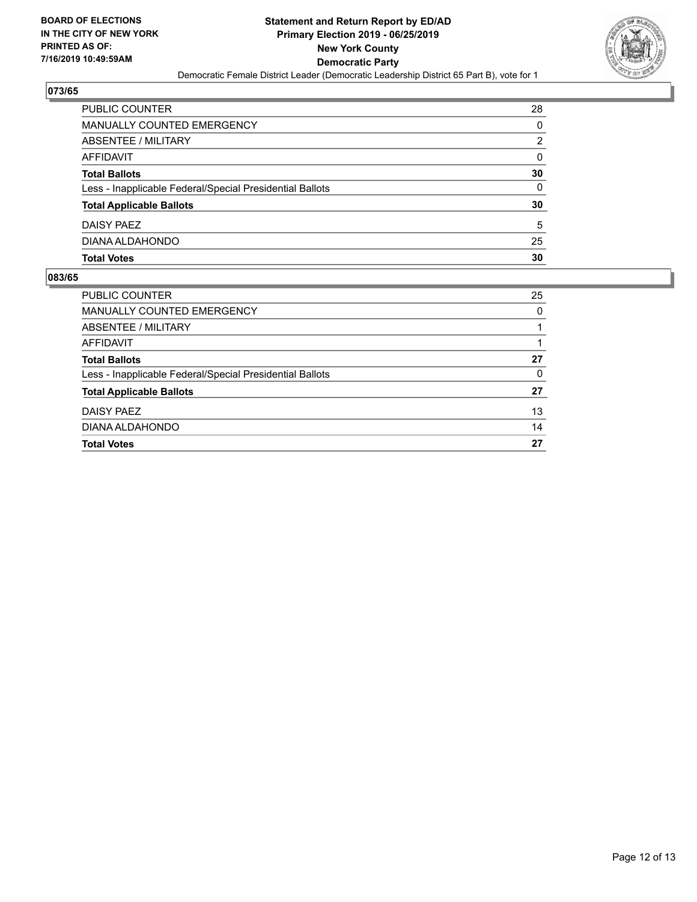**BOARD OF ELECTIONS IN THE CITY OF NEW YORK PRINTED AS OF: 7/16/2019 10:49:59AM**

**Statement and Return Report by ED/AD**
**Primary Election 2019 - 06/25/2019**
**New York County**
**Democratic Party**
Democratic Female District Leader (Democratic Leadership District 65 Part B), vote for 1

## 073/65

| | |
|---|---|
| PUBLIC COUNTER | 28 |
| MANUALLY COUNTED EMERGENCY | 0 |
| ABSENTEE / MILITARY | 2 |
| AFFIDAVIT | 0 |
| **Total Ballots** | **30** |
| Less - Inapplicable Federal/Special Presidential Ballots | 0 |
| **Total Applicable Ballots** | **30** |
| DAISY PAEZ | 5 |
| DIANA ALDAHONDO | 25 |
| **Total Votes** | **30** |

## 083/65

| | |
|---|---|
| PUBLIC COUNTER | 25 |
| MANUALLY COUNTED EMERGENCY | 0 |
| ABSENTEE / MILITARY | 1 |
| AFFIDAVIT | 1 |
| **Total Ballots** | **27** |
| Less - Inapplicable Federal/Special Presidential Ballots | 0 |
| **Total Applicable Ballots** | **27** |
| DAISY PAEZ | 13 |
| DIANA ALDAHONDO | 14 |
| **Total Votes** | **27** |